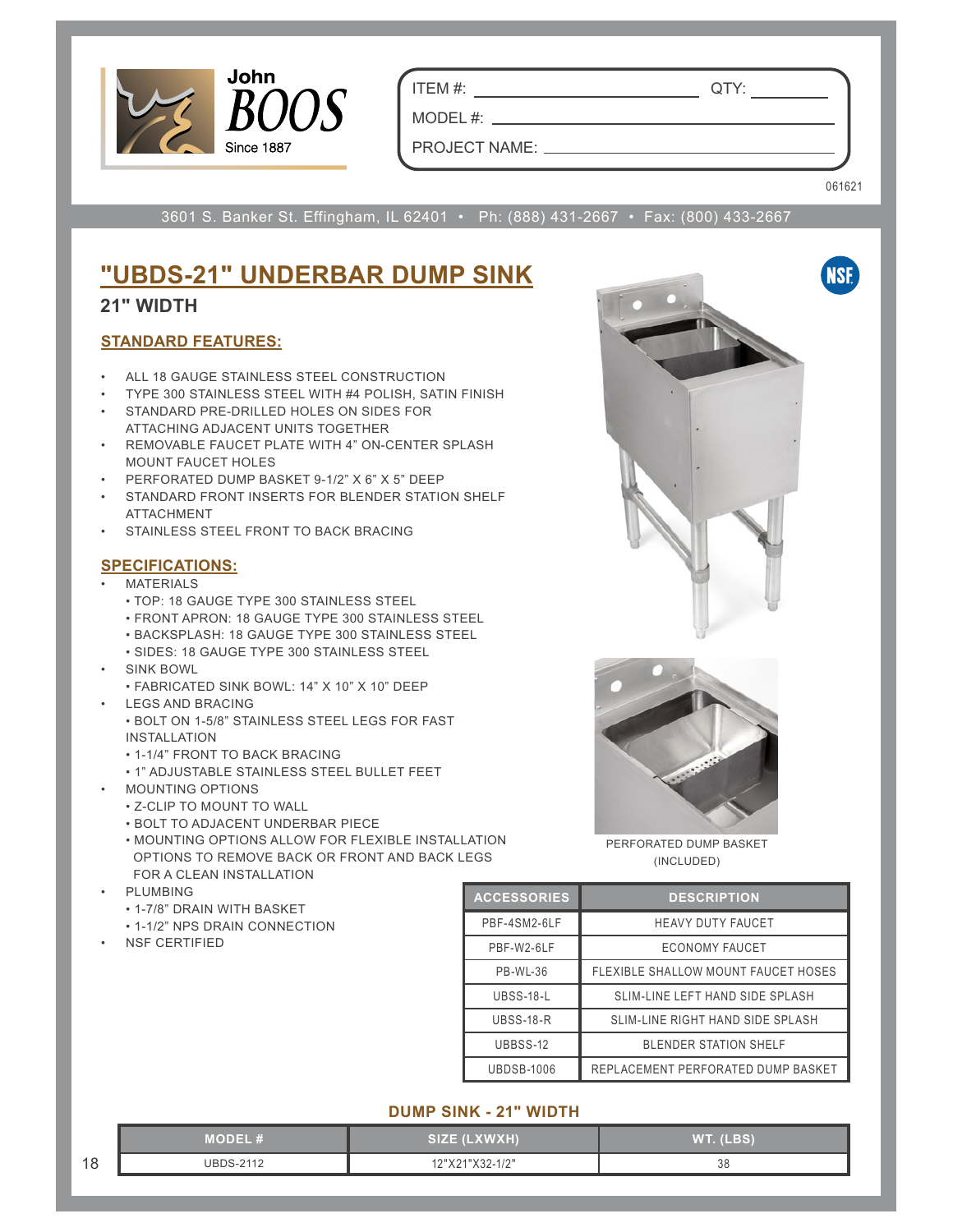John BOOS Since 1887

ITEM #: ____________________ QTY: __________

MODEL #: ____________________

PROJECT NAME: ____________________

061621

3601 S. Banker St. Effingham, IL 62401 • Ph: (888) 431-2667 • Fax: (800) 433-2667

# "UBDS-21" UNDERBAR DUMP SINK

## 21" WIDTH

### STANDARD FEATURES:

- ALL 18 GAUGE STAINLESS STEEL CONSTRUCTION
- TYPE 300 STAINLESS STEEL WITH #4 POLISH, SATIN FINISH
- STANDARD PRE-DRILLED HOLES ON SIDES FOR ATTACHING ADJACENT UNITS TOGETHER
- REMOVABLE FAUCET PLATE WITH 4" ON-CENTER SPLASH MOUNT FAUCET HOLES
- PERFORATED DUMP BASKET 9-1/2" X 6" X 5" DEEP
- STANDARD FRONT INSERTS FOR BLENDER STATION SHELF ATTACHMENT
- STAINLESS STEEL FRONT TO BACK BRACING

### SPECIFICATIONS:

- MATERIALS
  - TOP: 18 GAUGE TYPE 300 STAINLESS STEEL
  - FRONT APRON: 18 GAUGE TYPE 300 STAINLESS STEEL
  - BACKSPLASH: 18 GAUGE TYPE 300 STAINLESS STEEL
  - SIDES: 18 GAUGE TYPE 300 STAINLESS STEEL
- SINK BOWL
  - FABRICATED SINK BOWL: 14" X 10" X 10" DEEP
- LEGS AND BRACING
  - BOLT ON 1-5/8" STAINLESS STEEL LEGS FOR FAST INSTALLATION
  - 1-1/4" FRONT TO BACK BRACING
  - 1" ADJUSTABLE STAINLESS STEEL BULLET FEET
- MOUNTING OPTIONS
  - Z-CLIP TO MOUNT TO WALL
  - BOLT TO ADJACENT UNDERBAR PIECE
  - MOUNTING OPTIONS ALLOW FOR FLEXIBLE INSTALLATION OPTIONS TO REMOVE BACK OR FRONT AND BACK LEGS FOR A CLEAN INSTALLATION
- PLUMBING
  - 1-7/8" DRAIN WITH BASKET
  - 1-1/2" NPS DRAIN CONNECTION
- NSF CERTIFIED

PERFORATED DUMP BASKET (INCLUDED)

| ACCESSORIES | DESCRIPTION |
|---|---|
| PBF-4SM2-6LF | HEAVY DUTY FAUCET |
| PBF-W2-6LF | ECONOMY FAUCET |
| PB-WL-36 | FLEXIBLE SHALLOW MOUNT FAUCET HOSES |
| UBSS-18-L | SLIM-LINE LEFT HAND SIDE SPLASH |
| UBSS-18-R | SLIM-LINE RIGHT HAND SIDE SPLASH |
| UBBSS-12 | BLENDER STATION SHELF |
| UBDSB-1006 | REPLACEMENT PERFORATED DUMP BASKET |

### DUMP SINK - 21" WIDTH

| MODEL # | SIZE (LXWXH) | WT. (LBS) |
|---|---|---|
| UBDS-2112 | 12"X21"X32-1/2" | 38 |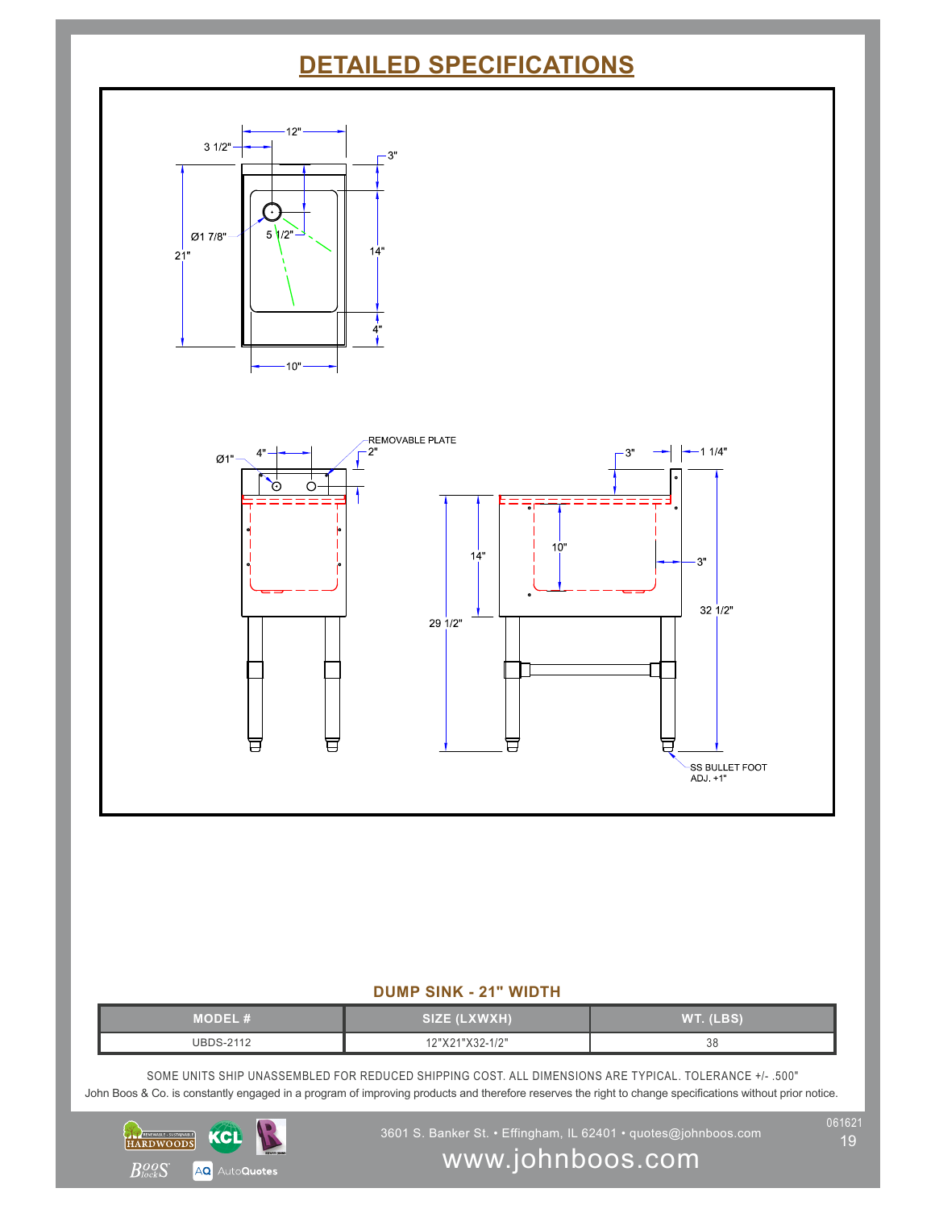# DETAILED SPECIFICATIONS

12"
3 1/2"
3"
Ø1 7/8"
5 1/2"
21"
14"
4"
10"

REMOVABLE PLATE
Ø1"
4"
2"
3"
1 1/4"
14"
10"
3"
29 1/2"
32 1/2"
SS BULLET FOOT
ADJ. +1"

### DUMP SINK - 21" WIDTH

| MODEL # | SIZE (LXWXH) | WT. (LBS) |
|---|---|---|
| UBDS-2112 | 12"X21"X32-1/2" | 38 |

SOME UNITS SHIP UNASSEMBLED FOR REDUCED SHIPPING COST. ALL DIMENSIONS ARE TYPICAL. TOLERANCE +/- .500"

John Boos & Co. is constantly engaged in a program of improving products and therefore reserves the right to change specifications without prior notice.

3601 S. Banker St. • Effingham, IL 62401 • quotes@johnboos.com

www.johnboos.com

061621